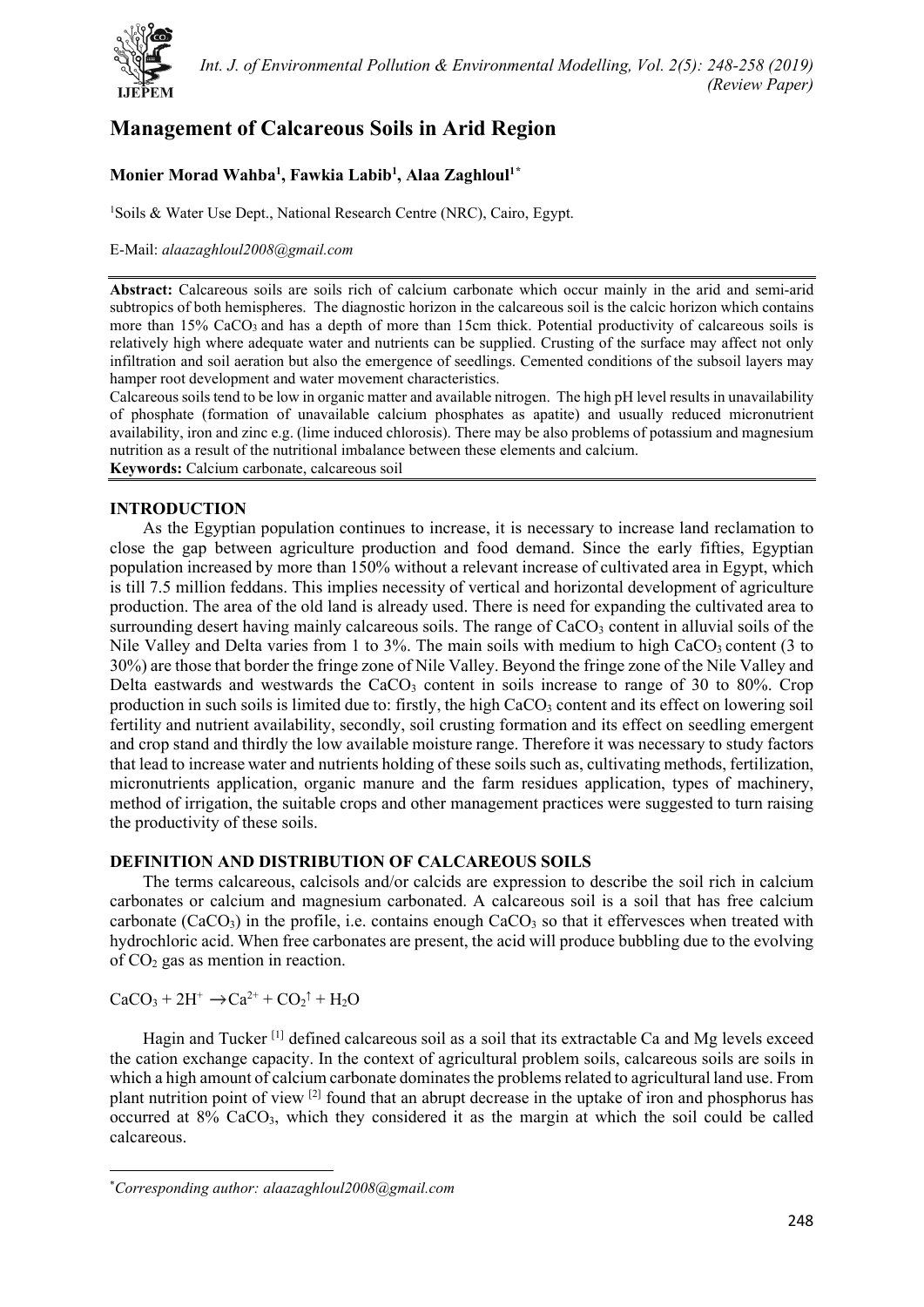# Management of Calcareous Soils in Arid Region

**Monier Morad Wahba[1], Fawkia Labib[1], Alaa Zaghloul[1*]**

[1]Soils & Water Use Dept., National Research Centre (NRC), Cairo, Egypt.

E-Mail: *alaazaghloul2008@gmail.com*

**Abstract:** Calcareous soils are soils rich of calcium carbonate which occur mainly in the arid and semi-arid subtropics of both hemispheres. The diagnostic horizon in the calcareous soil is the calcic horizon which contains more than 15% $CaCO_3$ and has a depth of more than 15cm thick. Potential productivity of calcareous soils is relatively high where adequate water and nutrients can be supplied. Crusting of the surface may affect not only infiltration and soil aeration but also the emergence of seedlings. Cemented conditions of the subsoil layers may hamper root development and water movement characteristics.

Calcareous soils tend to be low in organic matter and available nitrogen. The high pH level results in unavailability of phosphate (formation of unavailable calcium phosphates as apatite) and usually reduced micronutrient availability, iron and zinc e.g. (lime induced chlorosis). There may be also problems of potassium and magnesium nutrition as a result of the nutritional imbalance between these elements and calcium.

**Keywords:** Calcium carbonate, calcareous soil

## INTRODUCTION

As the Egyptian population continues to increase, it is necessary to increase land reclamation to close the gap between agriculture production and food demand. Since the early fifties, Egyptian population increased by more than 150% without a relevant increase of cultivated area in Egypt, which is till 7.5 million feddans. This implies necessity of vertical and horizontal development of agriculture production. The area of the old land is already used. There is need for expanding the cultivated area to surrounding desert having mainly calcareous soils. The range of $CaCO_3$ content in alluvial soils of the Nile Valley and Delta varies from 1 to 3%. The main soils with medium to high $CaCO_3$ content (3 to 30%) are those that border the fringe zone of Nile Valley. Beyond the fringe zone of the Nile Valley and Delta eastwards and westwards the $CaCO_3$ content in soils increase to range of 30 to 80%. Crop production in such soils is limited due to: firstly, the high $CaCO_3$ content and its effect on lowering soil fertility and nutrient availability, secondly, soil crusting formation and its effect on seedling emergent and crop stand and thirdly the low available moisture range. Therefore it was necessary to study factors that lead to increase water and nutrients holding of these soils such as, cultivating methods, fertilization, micronutrients application, organic manure and the farm residues application, types of machinery, method of irrigation, the suitable crops and other management practices were suggested to turn raising the productivity of these soils.

## DEFINITION AND DISTRIBUTION OF CALCAREOUS SOILS

The terms calcareous, calcisols and/or calcids are expression to describe the soil rich in calcium carbonates or calcium and magnesium carbonated. A calcareous soil is a soil that has free calcium carbonate ($CaCO_3$) in the profile, i.e. contains enough $CaCO_3$ so that it effervesces when treated with hydrochloric acid. When free carbonates are present, the acid will produce bubbling due to the evolving of $CO_2$ gas as mention in reaction.

$$CaCO_3 + 2H^+ \rightarrow Ca^{2+} + CO_2\uparrow + H_2O$$

Hagin and Tucker [1] defined calcareous soil as a soil that its extractable Ca and Mg levels exceed the cation exchange capacity. In the context of agricultural problem soils, calcareous soils are soils in which a high amount of calcium carbonate dominates the problems related to agricultural land use. From plant nutrition point of view [2] found that an abrupt decrease in the uptake of iron and phosphorus has occurred at 8% $CaCO_3$, which they considered it as the margin at which the soil could be called calcareous.

---

*Corresponding author: *alaazaghloul2008@gmail.com*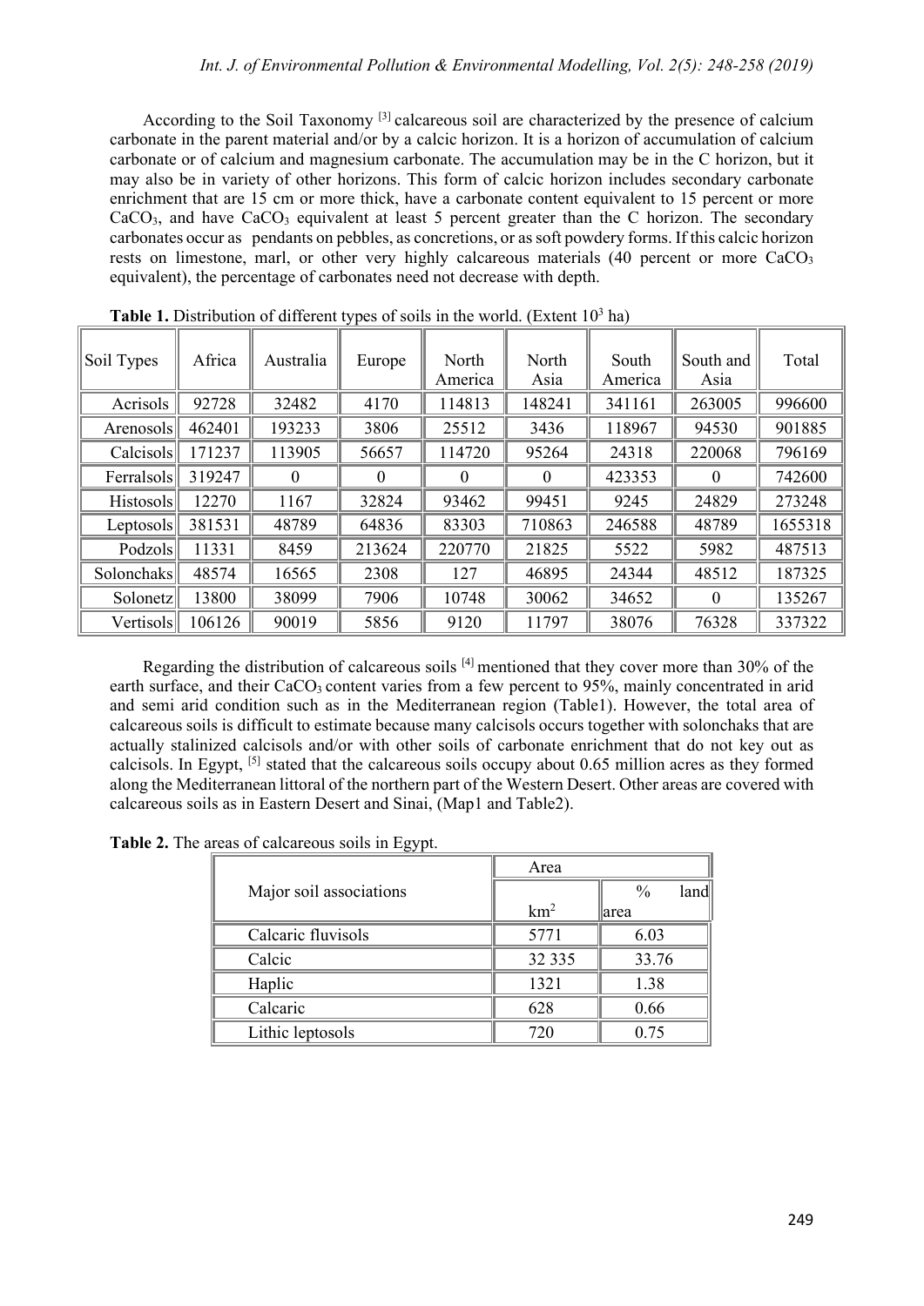According to the Soil Taxonomy [3] calcareous soil are characterized by the presence of calcium carbonate in the parent material and/or by a calcic horizon. It is a horizon of accumulation of calcium carbonate or of calcium and magnesium carbonate. The accumulation may be in the C horizon, but it may also be in variety of other horizons. This form of calcic horizon includes secondary carbonate enrichment that are 15 cm or more thick, have a carbonate content equivalent to 15 percent or more $CaCO_3$, and have $CaCO_3$ equivalent at least 5 percent greater than the C horizon. The secondary carbonates occur as pendants on pebbles, as concretions, or as soft powdery forms. If this calcic horizon rests on limestone, marl, or other very highly calcareous materials (40 percent or more $CaCO_3$ equivalent), the percentage of carbonates need not decrease with depth.

**Table 1.** Distribution of different types of soils in the world. (Extent $10^3$ ha)

| Soil Types | Africa | Australia | Europe | North America | North Asia | South America | South and Asia | Total |
|---|---|---|---|---|---|---|---|---|
| Acrisols | 92728 | 32482 | 4170 | 114813 | 148241 | 341161 | 263005 | 996600 |
| Arenosols | 462401 | 193233 | 3806 | 25512 | 3436 | 118967 | 94530 | 901885 |
| Calcisols | 171237 | 113905 | 56657 | 114720 | 95264 | 24318 | 220068 | 796169 |
| Ferralsols | 319247 | 0 | 0 | 0 | 0 | 423353 | 0 | 742600 |
| Histosols | 12270 | 1167 | 32824 | 93462 | 99451 | 9245 | 24829 | 273248 |
| Leptosols | 381531 | 48789 | 64836 | 83303 | 710863 | 246588 | 48789 | 1655318 |
| Podzols | 11331 | 8459 | 213624 | 220770 | 21825 | 5522 | 5982 | 487513 |
| Solonchaks | 48574 | 16565 | 2308 | 127 | 46895 | 24344 | 48512 | 187325 |
| Solonetz | 13800 | 38099 | 7906 | 10748 | 30062 | 34652 | 0 | 135267 |
| Vertisols | 106126 | 90019 | 5856 | 9120 | 11797 | 38076 | 76328 | 337322 |

Regarding the distribution of calcareous soils [4] mentioned that they cover more than 30% of the earth surface, and their $CaCO_3$ content varies from a few percent to 95%, mainly concentrated in arid and semi arid condition such as in the Mediterranean region (Table1). However, the total area of calcareous soils is difficult to estimate because many calcisols occurs together with solonchaks that are actually stalinized calcisols and/or with other soils of carbonate enrichment that do not key out as calcisols. In Egypt, [5] stated that the calcareous soils occupy about 0.65 million acres as they formed along the Mediterranean littoral of the northern part of the Western Desert. Other areas are covered with calcareous soils as in Eastern Desert and Sinai, (Map1 and Table2).

**Table 2.** The areas of calcareous soils in Egypt.

| Major soil associations | Area | |
|---|---|---|
| | $km^2$ | % land area |
| Calcaric fluvisols | 5771 | 6.03 |
| Calcic | 32 335 | 33.76 |
| Haplic | 1321 | 1.38 |
| Calcaric | 628 | 0.66 |
| Lithic leptosols | 720 | 0.75 |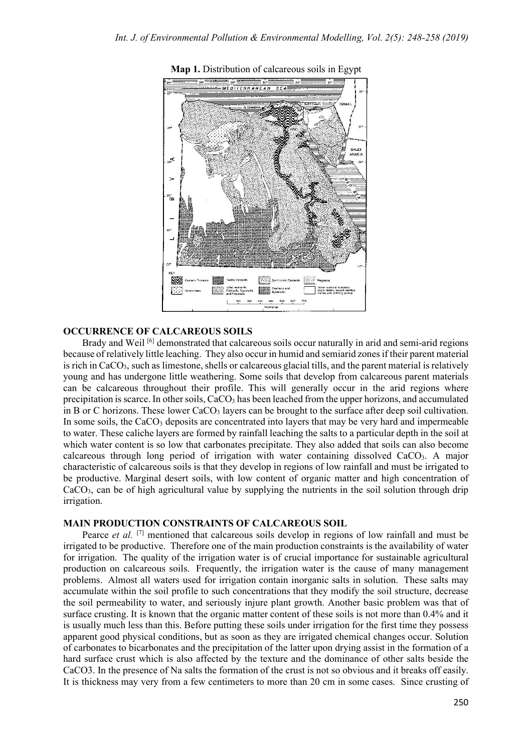**Map 1.** Distribution of calcareous soils in Egypt

## OCCURRENCE OF CALCAREOUS SOILS

Brady and Weil [6] demonstrated that calcareous soils occur naturally in arid and semi-arid regions because of relatively little leaching. They also occur in humid and semiarid zones if their parent material is rich in $CaCO_3$, such as limestone, shells or calcareous glacial tills, and the parent material is relatively young and has undergone little weathering. Some soils that develop from calcareous parent materials can be calcareous throughout their profile. This will generally occur in the arid regions where precipitation is scarce. In other soils, $CaCO_3$ has been leached from the upper horizons, and accumulated in B or C horizons. These lower $CaCO_3$ layers can be brought to the surface after deep soil cultivation. In some soils, the $CaCO_3$ deposits are concentrated into layers that may be very hard and impermeable to water. These caliche layers are formed by rainfall leaching the salts to a particular depth in the soil at which water content is so low that carbonates precipitate. They also added that soils can also become calcareous through long period of irrigation with water containing dissolved $CaCO_3$. A major characteristic of calcareous soils is that they develop in regions of low rainfall and must be irrigated to be productive. Marginal desert soils, with low content of organic matter and high concentration of $CaCO_3$, can be of high agricultural value by supplying the nutrients in the soil solution through drip irrigation.

## MAIN PRODUCTION CONSTRAINTS OF CALCAREOUS SOIL

Pearce *et al.* [7] mentioned that calcareous soils develop in regions of low rainfall and must be irrigated to be productive. Therefore one of the main production constraints is the availability of water for irrigation. The quality of the irrigation water is of crucial importance for sustainable agricultural production on calcareous soils. Frequently, the irrigation water is the cause of many management problems. Almost all waters used for irrigation contain inorganic salts in solution. These salts may accumulate within the soil profile to such concentrations that they modify the soil structure, decrease the soil permeability to water, and seriously injure plant growth. Another basic problem was that of surface crusting. It is known that the organic matter content of these soils is not more than 0.4% and it is usually much less than this. Before putting these soils under irrigation for the first time they possess apparent good physical conditions, but as soon as they are irrigated chemical changes occur. Solution of carbonates to bicarbonates and the precipitation of the latter upon drying assist in the formation of a hard surface crust which is also affected by the texture and the dominance of other salts beside the $CaCO_3$. In the presence of Na salts the formation of the crust is not so obvious and it breaks off easily. It is thickness may very from a few centimeters to more than 20 cm in some cases. Since crusting of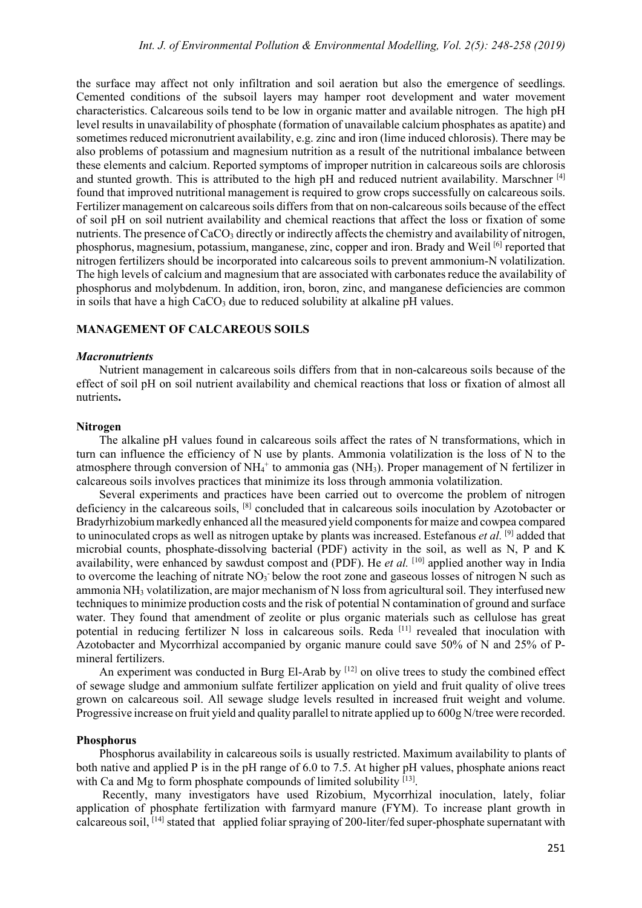the surface may affect not only infiltration and soil aeration but also the emergence of seedlings. Cemented conditions of the subsoil layers may hamper root development and water movement characteristics. Calcareous soils tend to be low in organic matter and available nitrogen. The high pH level results in unavailability of phosphate (formation of unavailable calcium phosphates as apatite) and sometimes reduced micronutrient availability, e.g. zinc and iron (lime induced chlorosis). There may be also problems of potassium and magnesium nutrition as a result of the nutritional imbalance between these elements and calcium. Reported symptoms of improper nutrition in calcareous soils are chlorosis and stunted growth. This is attributed to the high pH and reduced nutrient availability. Marschner [4] found that improved nutritional management is required to grow crops successfully on calcareous soils. Fertilizer management on calcareous soils differs from that on non-calcareous soils because of the effect of soil pH on soil nutrient availability and chemical reactions that affect the loss or fixation of some nutrients. The presence of $CaCO_3$ directly or indirectly affects the chemistry and availability of nitrogen, phosphorus, magnesium, potassium, manganese, zinc, copper and iron. Brady and Weil [6] reported that nitrogen fertilizers should be incorporated into calcareous soils to prevent ammonium-N volatilization. The high levels of calcium and magnesium that are associated with carbonates reduce the availability of phosphorus and molybdenum. In addition, iron, boron, zinc, and manganese deficiencies are common in soils that have a high $CaCO_3$ due to reduced solubility at alkaline pH values.

## MANAGEMENT OF CALCAREOUS SOILS

### *Macronutrients*

Nutrient management in calcareous soils differs from that in non-calcareous soils because of the effect of soil pH on soil nutrient availability and chemical reactions that loss or fixation of almost all nutrients**.**

#### Nitrogen

The alkaline pH values found in calcareous soils affect the rates of N transformations, which in turn can influence the efficiency of N use by plants. Ammonia volatilization is the loss of N to the atmosphere through conversion of $NH_4^+$ to ammonia gas ($NH_3$). Proper management of N fertilizer in calcareous soils involves practices that minimize its loss through ammonia volatilization.

Several experiments and practices have been carried out to overcome the problem of nitrogen deficiency in the calcareous soils, [8] concluded that in calcareous soils inoculation by Azotobacter or Bradyrhizobium markedly enhanced all the measured yield components for maize and cowpea compared to uninoculated crops as well as nitrogen uptake by plants was increased. Estefanous *et al.* [9] added that microbial counts, phosphate-dissolving bacterial (PDF) activity in the soil, as well as N, P and K availability, were enhanced by sawdust compost and (PDF). He *et al.* [10] applied another way in India to overcome the leaching of nitrate $NO_3^-$ below the root zone and gaseous losses of nitrogen N such as ammonia $NH_3$ volatilization, are major mechanism of N loss from agricultural soil. They interfused new techniques to minimize production costs and the risk of potential N contamination of ground and surface water. They found that amendment of zeolite or plus organic materials such as cellulose has great potential in reducing fertilizer N loss in calcareous soils. Reda [11] revealed that inoculation with Azotobacter and Mycorrhizal accompanied by organic manure could save 50% of N and 25% of P-mineral fertilizers.

An experiment was conducted in Burg El-Arab by [12] on olive trees to study the combined effect of sewage sludge and ammonium sulfate fertilizer application on yield and fruit quality of olive trees grown on calcareous soil. All sewage sludge levels resulted in increased fruit weight and volume. Progressive increase on fruit yield and quality parallel to nitrate applied up to 600g N/tree were recorded.

#### Phosphorus

Phosphorus availability in calcareous soils is usually restricted. Maximum availability to plants of both native and applied P is in the pH range of 6.0 to 7.5. At higher pH values, phosphate anions react with Ca and Mg to form phosphate compounds of limited solubility [13].

Recently, many investigators have used Rizobium, Mycorrhizal inoculation, lately, foliar application of phosphate fertilization with farmyard manure (FYM). To increase plant growth in calcareous soil, [14] stated that applied foliar spraying of 200-liter/fed super-phosphate supernatant with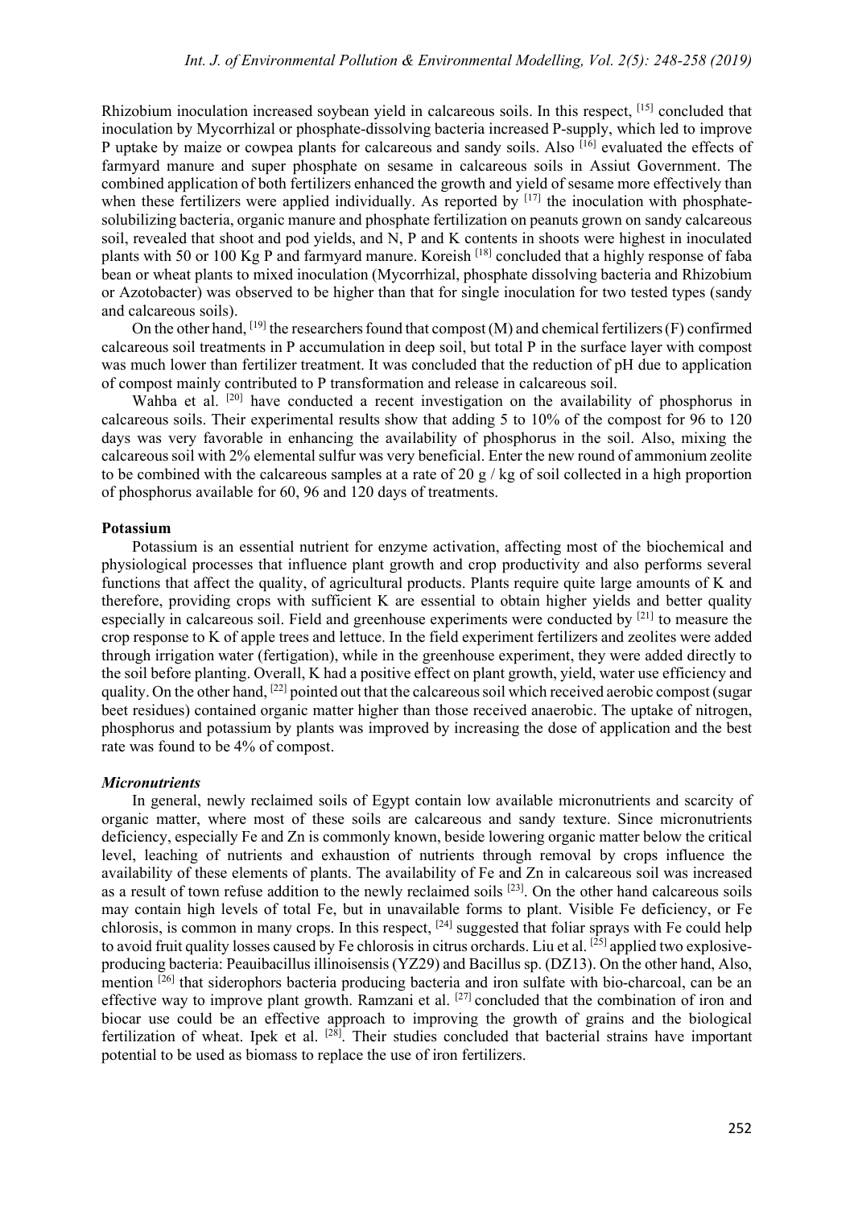Rhizobium inoculation increased soybean yield in calcareous soils. In this respect, [15] concluded that inoculation by Mycorrhizal or phosphate-dissolving bacteria increased P-supply, which led to improve P uptake by maize or cowpea plants for calcareous and sandy soils. Also [16] evaluated the effects of farmyard manure and super phosphate on sesame in calcareous soils in Assiut Government. The combined application of both fertilizers enhanced the growth and yield of sesame more effectively than when these fertilizers were applied individually. As reported by [17] the inoculation with phosphate-solubilizing bacteria, organic manure and phosphate fertilization on peanuts grown on sandy calcareous soil, revealed that shoot and pod yields, and N, P and K contents in shoots were highest in inoculated plants with 50 or 100 Kg P and farmyard manure. Koreish [18] concluded that a highly response of faba bean or wheat plants to mixed inoculation (Mycorrhizal, phosphate dissolving bacteria and Rhizobium or Azotobacter) was observed to be higher than that for single inoculation for two tested types (sandy and calcareous soils).

On the other hand, [19] the researchers found that compost (M) and chemical fertilizers (F) confirmed calcareous soil treatments in P accumulation in deep soil, but total P in the surface layer with compost was much lower than fertilizer treatment. It was concluded that the reduction of pH due to application of compost mainly contributed to P transformation and release in calcareous soil.

Wahba et al. [20] have conducted a recent investigation on the availability of phosphorus in calcareous soils. Their experimental results show that adding 5 to 10% of the compost for 96 to 120 days was very favorable in enhancing the availability of phosphorus in the soil. Also, mixing the calcareous soil with 2% elemental sulfur was very beneficial. Enter the new round of ammonium zeolite to be combined with the calcareous samples at a rate of 20 g / kg of soil collected in a high proportion of phosphorus available for 60, 96 and 120 days of treatments.

**Potassium**

Potassium is an essential nutrient for enzyme activation, affecting most of the biochemical and physiological processes that influence plant growth and crop productivity and also performs several functions that affect the quality, of agricultural products. Plants require quite large amounts of K and therefore, providing crops with sufficient K are essential to obtain higher yields and better quality especially in calcareous soil. Field and greenhouse experiments were conducted by [21] to measure the crop response to K of apple trees and lettuce. In the field experiment fertilizers and zeolites were added through irrigation water (fertigation), while in the greenhouse experiment, they were added directly to the soil before planting. Overall, K had a positive effect on plant growth, yield, water use efficiency and quality. On the other hand, [22] pointed out that the calcareous soil which received aerobic compost (sugar beet residues) contained organic matter higher than those received anaerobic. The uptake of nitrogen, phosphorus and potassium by plants was improved by increasing the dose of application and the best rate was found to be 4% of compost.

***Micronutrients***

In general, newly reclaimed soils of Egypt contain low available micronutrients and scarcity of organic matter, where most of these soils are calcareous and sandy texture. Since micronutrients deficiency, especially Fe and Zn is commonly known, beside lowering organic matter below the critical level, leaching of nutrients and exhaustion of nutrients through removal by crops influence the availability of these elements of plants. The availability of Fe and Zn in calcareous soil was increased as a result of town refuse addition to the newly reclaimed soils [23]. On the other hand calcareous soils may contain high levels of total Fe, but in unavailable forms to plant. Visible Fe deficiency, or Fe chlorosis, is common in many crops. In this respect, [24] suggested that foliar sprays with Fe could help to avoid fruit quality losses caused by Fe chlorosis in citrus orchards. Liu et al. [25] applied two explosive-producing bacteria: Peauibacillus illinoisensis (YZ29) and Bacillus sp. (DZ13). On the other hand, Also, mention [26] that siderophors bacteria producing bacteria and iron sulfate with bio-charcoal, can be an effective way to improve plant growth. Ramzani et al. [27] concluded that the combination of iron and biocar use could be an effective approach to improving the growth of grains and the biological fertilization of wheat. Ipek et al. [28]. Their studies concluded that bacterial strains have important potential to be used as biomass to replace the use of iron fertilizers.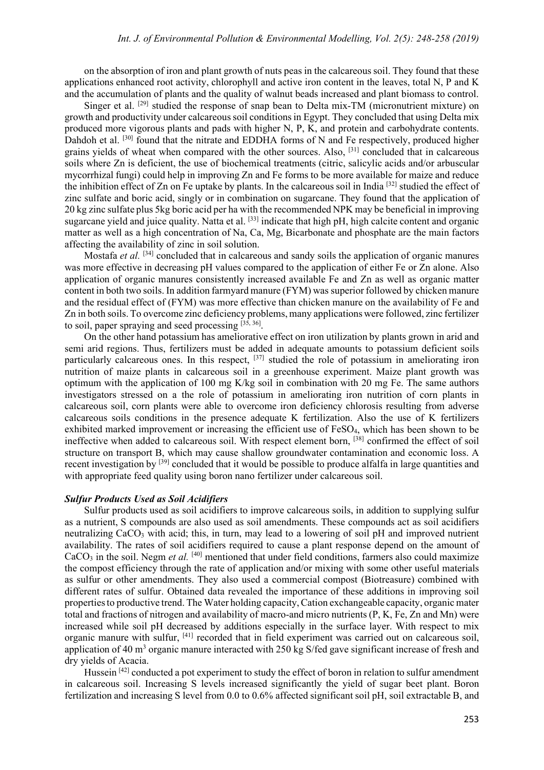on the absorption of iron and plant growth of nuts peas in the calcareous soil. They found that these applications enhanced root activity, chlorophyll and active iron content in the leaves, total N, P and K and the accumulation of plants and the quality of walnut beads increased and plant biomass to control.

Singer et al. [29] studied the response of snap bean to Delta mix-TM (micronutrient mixture) on growth and productivity under calcareous soil conditions in Egypt. They concluded that using Delta mix produced more vigorous plants and pads with higher N, P, K, and protein and carbohydrate contents. Dahdoh et al. [30] found that the nitrate and EDDHA forms of N and Fe respectively, produced higher grains yields of wheat when compared with the other sources. Also, [31] concluded that in calcareous soils where Zn is deficient, the use of biochemical treatments (citric, salicylic acids and/or arbuscular mycorrhizal fungi) could help in improving Zn and Fe forms to be more available for maize and reduce the inhibition effect of Zn on Fe uptake by plants. In the calcareous soil in India [32] studied the effect of zinc sulfate and boric acid, singly or in combination on sugarcane. They found that the application of 20 kg zinc sulfate plus 5kg boric acid per ha with the recommended NPK may be beneficial in improving sugarcane yield and juice quality. Natta et al. [33] indicate that high pH, high calcite content and organic matter as well as a high concentration of Na, Ca, Mg, Bicarbonate and phosphate are the main factors affecting the availability of zinc in soil solution.

Mostafa *et al.* [34] concluded that in calcareous and sandy soils the application of organic manures was more effective in decreasing pH values compared to the application of either Fe or Zn alone. Also application of organic manures consistently increased available Fe and Zn as well as organic matter content in both two soils. In addition farmyard manure (FYM) was superior followed by chicken manure and the residual effect of (FYM) was more effective than chicken manure on the availability of Fe and Zn in both soils. To overcome zinc deficiency problems, many applications were followed, zinc fertilizer to soil, paper spraying and seed processing [35, 36].

On the other hand potassium has ameliorative effect on iron utilization by plants grown in arid and semi arid regions. Thus, fertilizers must be added in adequate amounts to potassium deficient soils particularly calcareous ones. In this respect, [37] studied the role of potassium in ameliorating iron nutrition of maize plants in calcareous soil in a greenhouse experiment. Maize plant growth was optimum with the application of 100 mg K/kg soil in combination with 20 mg Fe. The same authors investigators stressed on a the role of potassium in ameliorating iron nutrition of corn plants in calcareous soil, corn plants were able to overcome iron deficiency chlorosis resulting from adverse calcareous soils conditions in the presence adequate K fertilization. Also the use of K fertilizers exhibited marked improvement or increasing the efficient use of $FeSO_4$, which has been shown to be ineffective when added to calcareous soil. With respect element born, [38] confirmed the effect of soil structure on transport B, which may cause shallow groundwater contamination and economic loss. A recent investigation by [39] concluded that it would be possible to produce alfalfa in large quantities and with appropriate feed quality using boron nano fertilizer under calcareous soil.

### *Sulfur Products Used as Soil Acidifiers*

Sulfur products used as soil acidifiers to improve calcareous soils, in addition to supplying sulfur as a nutrient, S compounds are also used as soil amendments. These compounds act as soil acidifiers neutralizing $CaCO_3$ with acid; this, in turn, may lead to a lowering of soil pH and improved nutrient availability. The rates of soil acidifiers required to cause a plant response depend on the amount of $CaCO_3$ in the soil. Negm *et al.* [40] mentioned that under field conditions, farmers also could maximize the compost efficiency through the rate of application and/or mixing with some other useful materials as sulfur or other amendments. They also used a commercial compost (Biotreasure) combined with different rates of sulfur. Obtained data revealed the importance of these additions in improving soil properties to productive trend. The Water holding capacity, Cation exchangeable capacity, organic mater total and fractions of nitrogen and availability of macro-and micro nutrients (P, K, Fe, Zn and Mn) were increased while soil pH decreased by additions especially in the surface layer. With respect to mix organic manure with sulfur, [41] recorded that in field experiment was carried out on calcareous soil, application of 40 $m^3$ organic manure interacted with 250 kg S/fed gave significant increase of fresh and dry yields of Acacia.

Hussein [42] conducted a pot experiment to study the effect of boron in relation to sulfur amendment in calcareous soil. Increasing S levels increased significantly the yield of sugar beet plant. Boron fertilization and increasing S level from 0.0 to 0.6% affected significant soil pH, soil extractable B, and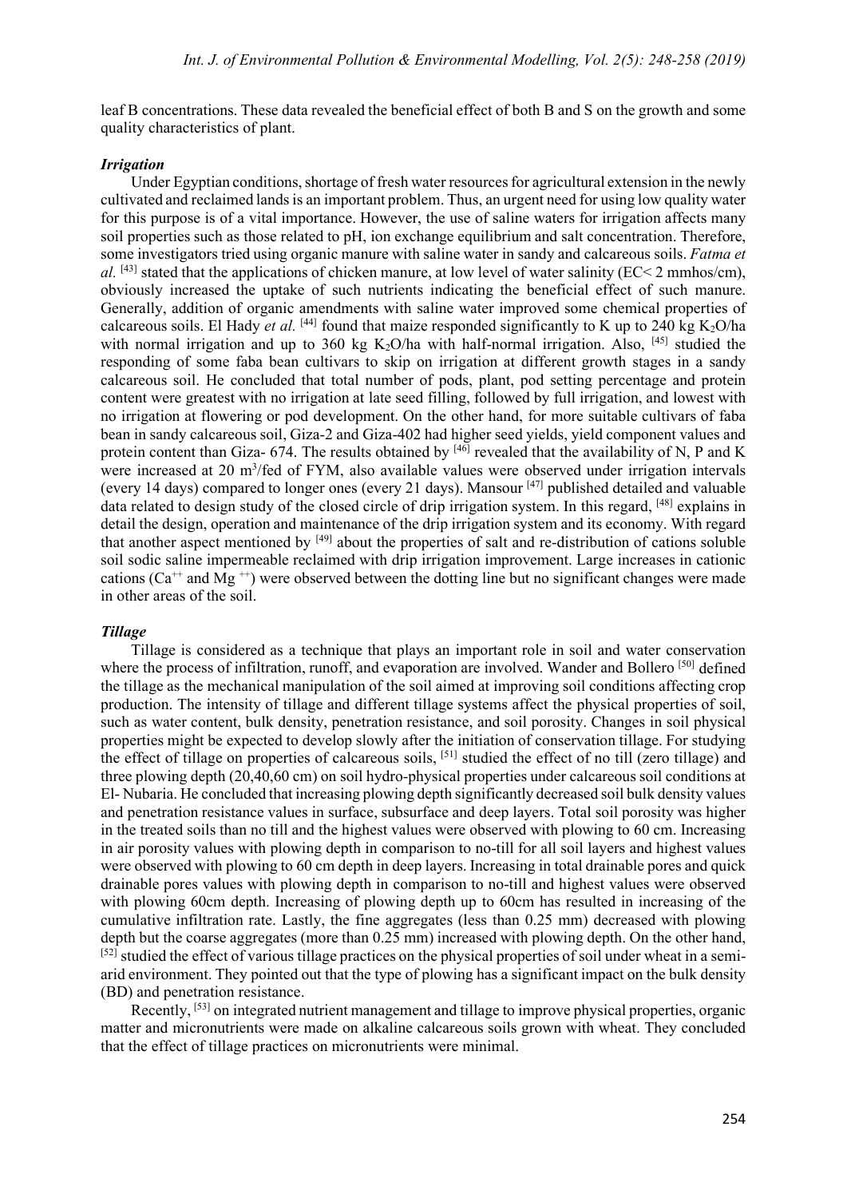leaf B concentrations. These data revealed the beneficial effect of both B and S on the growth and some quality characteristics of plant.

### *Irrigation*

Under Egyptian conditions, shortage of fresh water resources for agricultural extension in the newly cultivated and reclaimed lands is an important problem. Thus, an urgent need for using low quality water for this purpose is of a vital importance. However, the use of saline waters for irrigation affects many soil properties such as those related to pH, ion exchange equilibrium and salt concentration. Therefore, some investigators tried using organic manure with saline water in sandy and calcareous soils. *Fatma et al.* [43] stated that the applications of chicken manure, at low level of water salinity (EC< 2 mmhos/cm), obviously increased the uptake of such nutrients indicating the beneficial effect of such manure. Generally, addition of organic amendments with saline water improved some chemical properties of calcareous soils. El Hady *et al.* [44] found that maize responded significantly to K up to 240 kg $K_2O$/ha with normal irrigation and up to 360 kg $K_2O$/ha with half-normal irrigation. Also, [45] studied the responding of some faba bean cultivars to skip on irrigation at different growth stages in a sandy calcareous soil. He concluded that total number of pods, plant, pod setting percentage and protein content were greatest with no irrigation at late seed filling, followed by full irrigation, and lowest with no irrigation at flowering or pod development. On the other hand, for more suitable cultivars of faba bean in sandy calcareous soil, Giza-2 and Giza-402 had higher seed yields, yield component values and protein content than Giza- 674. The results obtained by [46] revealed that the availability of N, P and K were increased at 20 $m^3$/fed of FYM, also available values were observed under irrigation intervals (every 14 days) compared to longer ones (every 21 days). Mansour [47] published detailed and valuable data related to design study of the closed circle of drip irrigation system. In this regard, [48] explains in detail the design, operation and maintenance of the drip irrigation system and its economy. With regard that another aspect mentioned by [49] about the properties of salt and re-distribution of cations soluble soil sodic saline impermeable reclaimed with drip irrigation improvement. Large increases in cationic cations ($Ca^{++}$ and $Mg^{++}$) were observed between the dotting line but no significant changes were made in other areas of the soil.

### *Tillage*

Tillage is considered as a technique that plays an important role in soil and water conservation where the process of infiltration, runoff, and evaporation are involved. Wander and Bollero [50] defined the tillage as the mechanical manipulation of the soil aimed at improving soil conditions affecting crop production. The intensity of tillage and different tillage systems affect the physical properties of soil, such as water content, bulk density, penetration resistance, and soil porosity. Changes in soil physical properties might be expected to develop slowly after the initiation of conservation tillage. For studying the effect of tillage on properties of calcareous soils, [51] studied the effect of no till (zero tillage) and three plowing depth (20,40,60 cm) on soil hydro-physical properties under calcareous soil conditions at El- Nubaria. He concluded that increasing plowing depth significantly decreased soil bulk density values and penetration resistance values in surface, subsurface and deep layers. Total soil porosity was higher in the treated soils than no till and the highest values were observed with plowing to 60 cm. Increasing in air porosity values with plowing depth in comparison to no-till for all soil layers and highest values were observed with plowing to 60 cm depth in deep layers. Increasing in total drainable pores and quick drainable pores values with plowing depth in comparison to no-till and highest values were observed with plowing 60cm depth. Increasing of plowing depth up to 60cm has resulted in increasing of the cumulative infiltration rate. Lastly, the fine aggregates (less than 0.25 mm) decreased with plowing depth but the coarse aggregates (more than 0.25 mm) increased with plowing depth. On the other hand, [52] studied the effect of various tillage practices on the physical properties of soil under wheat in a semi-arid environment. They pointed out that the type of plowing has a significant impact on the bulk density (BD) and penetration resistance.

Recently, [53] on integrated nutrient management and tillage to improve physical properties, organic matter and micronutrients were made on alkaline calcareous soils grown with wheat. They concluded that the effect of tillage practices on micronutrients were minimal.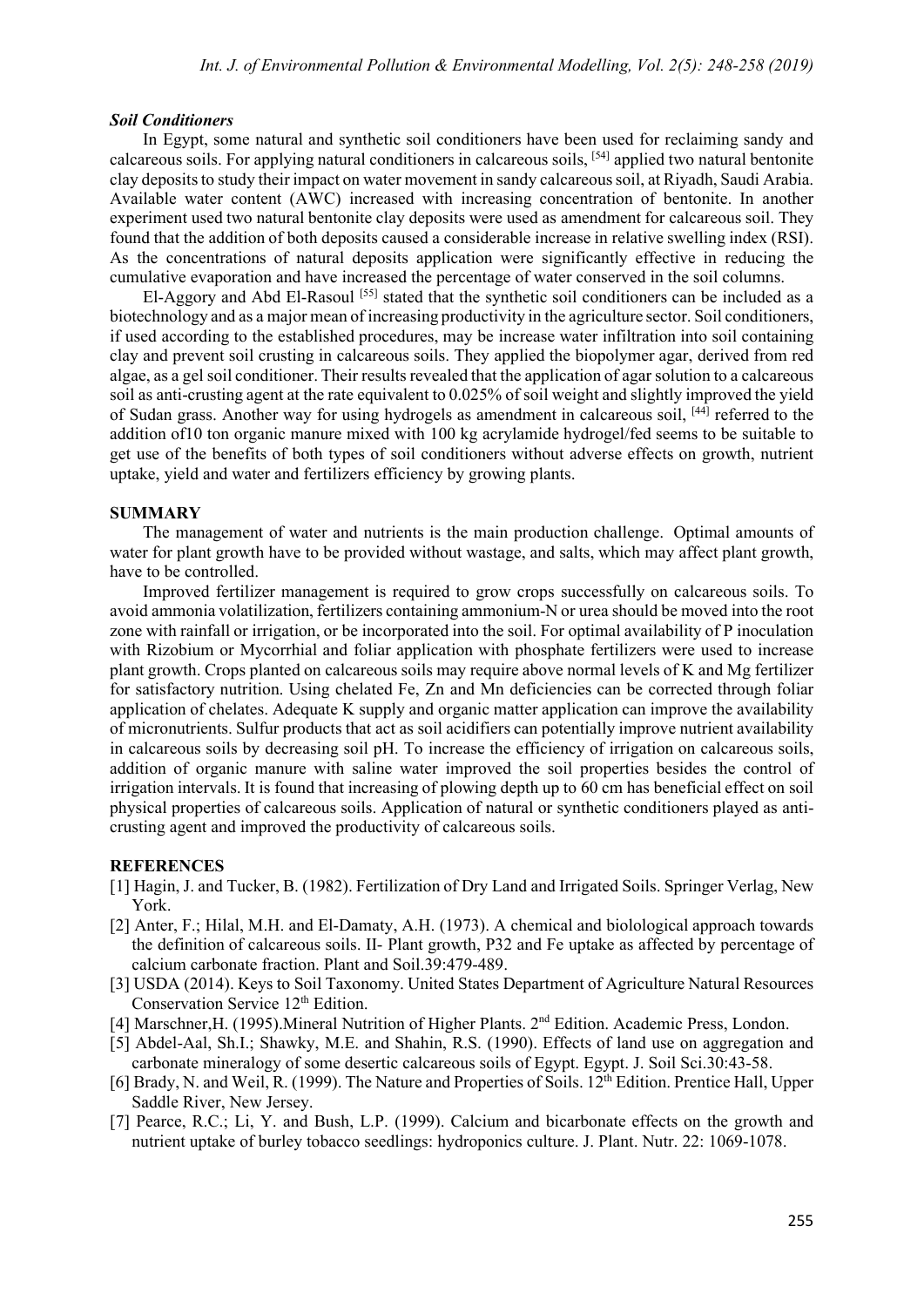### *Soil Conditioners*

In Egypt, some natural and synthetic soil conditioners have been used for reclaiming sandy and calcareous soils. For applying natural conditioners in calcareous soils, [54] applied two natural bentonite clay deposits to study their impact on water movement in sandy calcareous soil, at Riyadh, Saudi Arabia. Available water content (AWC) increased with increasing concentration of bentonite. In another experiment used two natural bentonite clay deposits were used as amendment for calcareous soil. They found that the addition of both deposits caused a considerable increase in relative swelling index (RSI). As the concentrations of natural deposits application were significantly effective in reducing the cumulative evaporation and have increased the percentage of water conserved in the soil columns.

El-Aggory and Abd El-Rasoul [55] stated that the synthetic soil conditioners can be included as a biotechnology and as a major mean of increasing productivity in the agriculture sector. Soil conditioners, if used according to the established procedures, may be increase water infiltration into soil containing clay and prevent soil crusting in calcareous soils. They applied the biopolymer agar, derived from red algae, as a gel soil conditioner. Their results revealed that the application of agar solution to a calcareous soil as anti-crusting agent at the rate equivalent to 0.025% of soil weight and slightly improved the yield of Sudan grass. Another way for using hydrogels as amendment in calcareous soil, [44] referred to the addition of10 ton organic manure mixed with 100 kg acrylamide hydrogel/fed seems to be suitable to get use of the benefits of both types of soil conditioners without adverse effects on growth, nutrient uptake, yield and water and fertilizers efficiency by growing plants.

## SUMMARY

The management of water and nutrients is the main production challenge. Optimal amounts of water for plant growth have to be provided without wastage, and salts, which may affect plant growth, have to be controlled.

Improved fertilizer management is required to grow crops successfully on calcareous soils. To avoid ammonia volatilization, fertilizers containing ammonium-N or urea should be moved into the root zone with rainfall or irrigation, or be incorporated into the soil. For optimal availability of P inoculation with Rizobium or Mycorrhial and foliar application with phosphate fertilizers were used to increase plant growth. Crops planted on calcareous soils may require above normal levels of K and Mg fertilizer for satisfactory nutrition. Using chelated Fe, Zn and Mn deficiencies can be corrected through foliar application of chelates. Adequate K supply and organic matter application can improve the availability of micronutrients. Sulfur products that act as soil acidifiers can potentially improve nutrient availability in calcareous soils by decreasing soil pH. To increase the efficiency of irrigation on calcareous soils, addition of organic manure with saline water improved the soil properties besides the control of irrigation intervals. It is found that increasing of plowing depth up to 60 cm has beneficial effect on soil physical properties of calcareous soils. Application of natural or synthetic conditioners played as anti-crusting agent and improved the productivity of calcareous soils.

## REFERENCES

[1] Hagin, J. and Tucker, B. (1982). Fertilization of Dry Land and Irrigated Soils. Springer Verlag, New York.

[2] Anter, F.; Hilal, M.H. and El-Damaty, A.H. (1973). A chemical and biolological approach towards the definition of calcareous soils. II- Plant growth, P32 and Fe uptake as affected by percentage of calcium carbonate fraction. Plant and Soil.39:479-489.

[3] USDA (2014). Keys to Soil Taxonomy. United States Department of Agriculture Natural Resources Conservation Service 12th Edition.

[4] Marschner,H. (1995).Mineral Nutrition of Higher Plants. 2nd Edition. Academic Press, London.

[5] Abdel-Aal, Sh.I.; Shawky, M.E. and Shahin, R.S. (1990). Effects of land use on aggregation and carbonate mineralogy of some desertic calcareous soils of Egypt. Egypt. J. Soil Sci.30:43-58.

[6] Brady, N. and Weil, R. (1999). The Nature and Properties of Soils. 12th Edition. Prentice Hall, Upper Saddle River, New Jersey.

[7] Pearce, R.C.; Li, Y. and Bush, L.P. (1999). Calcium and bicarbonate effects on the growth and nutrient uptake of burley tobacco seedlings: hydroponics culture. J. Plant. Nutr. 22: 1069-1078.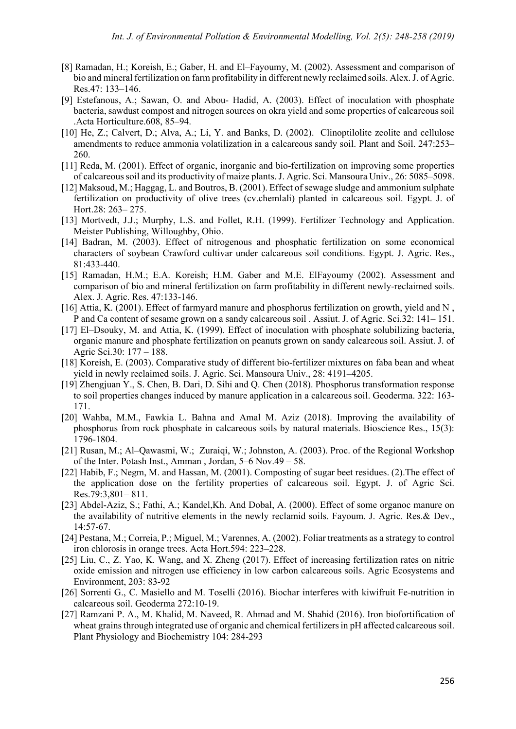[8] Ramadan, H.; Koreish, E.; Gaber, H. and El–Fayoumy, M. (2002). Assessment and comparison of bio and mineral fertilization on farm profitability in different newly reclaimed soils. Alex. J. of Agric. Res.47: 133–146.

[9] Estefanous, A.; Sawan, O. and Abou- Hadid, A. (2003). Effect of inoculation with phosphate bacteria, sawdust compost and nitrogen sources on okra yield and some properties of calcareous soil .Acta Horticulture.608, 85–94.

[10] He, Z.; Calvert, D.; Alva, A.; Li, Y. and Banks, D. (2002). Clinoptilolite zeolite and cellulose amendments to reduce ammonia volatilization in a calcareous sandy soil. Plant and Soil. 247:253–260.

[11] Reda, M. (2001). Effect of organic, inorganic and bio-fertilization on improving some properties of calcareous soil and its productivity of maize plants. J. Agric. Sci. Mansoura Univ., 26: 5085–5098.

[12] Maksoud, M.; Haggag, L. and Boutros, B. (2001). Effect of sewage sludge and ammonium sulphate fertilization on productivity of olive trees (cv.chemlali) planted in calcareous soil. Egypt. J. of Hort.28: 263– 275.

[13] Mortvedt, J.J.; Murphy, L.S. and Follet, R.H. (1999). Fertilizer Technology and Application. Meister Publishing, Willoughby, Ohio.

[14] Badran, M. (2003). Effect of nitrogenous and phosphatic fertilization on some economical characters of soybean Crawford cultivar under calcareous soil conditions. Egypt. J. Agric. Res., 81:433-440.

[15] Ramadan, H.M.; E.A. Koreish; H.M. Gaber and M.E. ElFayoumy (2002). Assessment and comparison of bio and mineral fertilization on farm profitability in different newly-reclaimed soils. Alex. J. Agric. Res. 47:133-146.

[16] Attia, K. (2001). Effect of farmyard manure and phosphorus fertilization on growth, yield and N , P and Ca content of sesame grown on a sandy calcareous soil . Assiut. J. of Agric. Sci.32: 141– 151.

[17] El–Dsouky, M. and Attia, K. (1999). Effect of inoculation with phosphate solubilizing bacteria, organic manure and phosphate fertilization on peanuts grown on sandy calcareous soil. Assiut. J. of Agric Sci.30: 177 – 188.

[18] Koreish, E. (2003). Comparative study of different bio-fertilizer mixtures on faba bean and wheat yield in newly reclaimed soils. J. Agric. Sci. Mansoura Univ., 28: 4191–4205.

[19] Zhengjuan Y., S. Chen, B. Dari, D. Sihi and Q. Chen (2018). Phosphorus transformation response to soil properties changes induced by manure application in a calcareous soil. Geoderma. 322: 163-171.

[20] Wahba, M.M., Fawkia L. Bahna and Amal M. Aziz (2018). Improving the availability of phosphorus from rock phosphate in calcareous soils by natural materials. Bioscience Res., 15(3): 1796-1804.

[21] Rusan, M.; Al–Qawasmi, W.; Zuraiqi, W.; Johnston, A. (2003). Proc. of the Regional Workshop of the Inter. Potash Inst., Amman , Jordan, 5–6 Nov.49 – 58.

[22] Habib, F.; Negm, M. and Hassan, M. (2001). Composting of sugar beet residues. (2).The effect of the application dose on the fertility properties of calcareous soil. Egypt. J. of Agric Sci. Res.79:3,801– 811.

[23] Abdel-Aziz, S.; Fathi, A.; Kandel,Kh. And Dobal, A. (2000). Effect of some organoc manure on the availability of nutritive elements in the newly reclamid soils. Fayoum. J. Agric. Res.& Dev., 14:57-67.

[24] Pestana, M.; Correia, P.; Miguel, M.; Varennes, A. (2002). Foliar treatments as a strategy to control iron chlorosis in orange trees. Acta Hort.594: 223–228.

[25] Liu, C., Z. Yao, K. Wang, and X. Zheng (2017). Effect of increasing fertilization rates on nitric oxide emission and nitrogen use efficiency in low carbon calcareous soils. Agric Ecosystems and Environment, 203: 83-92

[26] Sorrenti G., C. Masiello and M. Toselli (2016). Biochar interferes with kiwifruit Fe-nutrition in calcareous soil. Geoderma 272:10-19.

[27] Ramzani P. A., M. Khalid, M. Naveed, R. Ahmad and M. Shahid (2016). Iron biofortification of wheat grains through integrated use of organic and chemical fertilizers in pH affected calcareous soil. Plant Physiology and Biochemistry 104: 284-293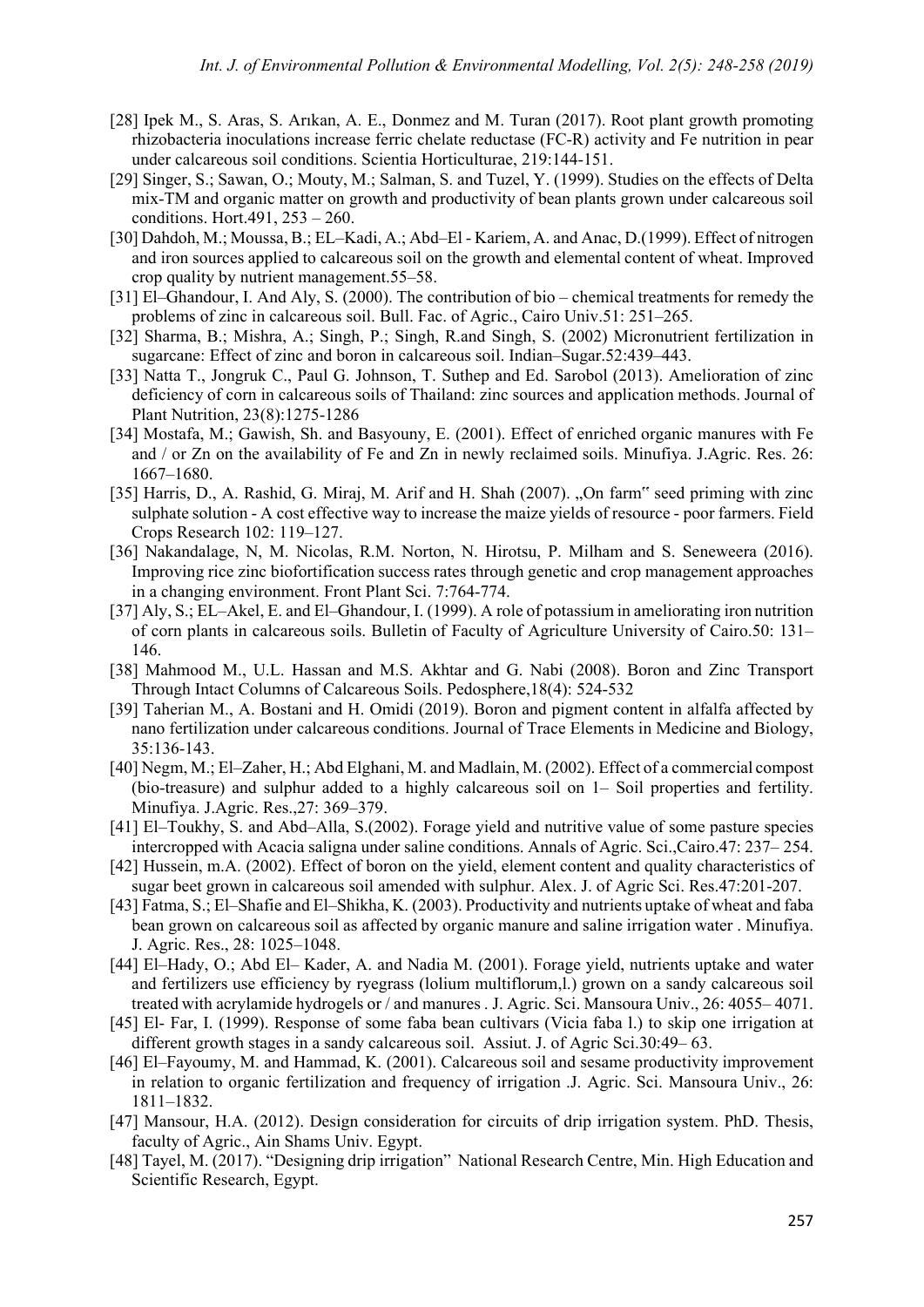[28] Ipek M., S. Aras, S. Arıkan, A. E., Donmez and M. Turan (2017). Root plant growth promoting rhizobacteria inoculations increase ferric chelate reductase (FC-R) activity and Fe nutrition in pear under calcareous soil conditions. Scientia Horticulturae, 219:144-151.

[29] Singer, S.; Sawan, O.; Mouty, M.; Salman, S. and Tuzel, Y. (1999). Studies on the effects of Delta mix-TM and organic matter on growth and productivity of bean plants grown under calcareous soil conditions. Hort.491, 253 – 260.

[30] Dahdoh, M.; Moussa, B.; EL–Kadi, A.; Abd–El - Kariem, A. and Anac, D.(1999). Effect of nitrogen and iron sources applied to calcareous soil on the growth and elemental content of wheat. Improved crop quality by nutrient management.55–58.

[31] El–Ghandour, I. And Aly, S. (2000). The contribution of bio – chemical treatments for remedy the problems of zinc in calcareous soil. Bull. Fac. of Agric., Cairo Univ.51: 251–265.

[32] Sharma, B.; Mishra, A.; Singh, P.; Singh, R.and Singh, S. (2002) Micronutrient fertilization in sugarcane: Effect of zinc and boron in calcareous soil. Indian–Sugar.52:439–443.

[33] Natta T., Jongruk C., Paul G. Johnson, T. Suthep and Ed. Sarobol (2013). Amelioration of zinc deficiency of corn in calcareous soils of Thailand: zinc sources and application methods. Journal of Plant Nutrition, 23(8):1275-1286

[34] Mostafa, M.; Gawish, Sh. and Basyouny, E. (2001). Effect of enriched organic manures with Fe and / or Zn on the availability of Fe and Zn in newly reclaimed soils. Minufiya. J.Agric. Res. 26: 1667–1680.

[35] Harris, D., A. Rashid, G. Miraj, M. Arif and H. Shah (2007). „On farm" seed priming with zinc sulphate solution - A cost effective way to increase the maize yields of resource - poor farmers. Field Crops Research 102: 119–127.

[36] Nakandalage, N, M. Nicolas, R.M. Norton, N. Hirotsu, P. Milham and S. Seneweera (2016). Improving rice zinc biofortification success rates through genetic and crop management approaches in a changing environment. Front Plant Sci. 7:764-774.

[37] Aly, S.; EL–Akel, E. and El–Ghandour, I. (1999). A role of potassium in ameliorating iron nutrition of corn plants in calcareous soils. Bulletin of Faculty of Agriculture University of Cairo.50: 131–146.

[38] Mahmood M., U.L. Hassan and M.S. Akhtar and G. Nabi (2008). Boron and Zinc Transport Through Intact Columns of Calcareous Soils. Pedosphere,18(4): 524-532

[39] Taherian M., A. Bostani and H. Omidi (2019). Boron and pigment content in alfalfa affected by nano fertilization under calcareous conditions. Journal of Trace Elements in Medicine and Biology, 35:136-143.

[40] Negm, M.; El–Zaher, H.; Abd Elghani, M. and Madlain, M. (2002). Effect of a commercial compost (bio-treasure) and sulphur added to a highly calcareous soil on 1– Soil properties and fertility. Minufiya. J.Agric. Res.,27: 369–379.

[41] El–Toukhy, S. and Abd–Alla, S.(2002). Forage yield and nutritive value of some pasture species intercropped with Acacia saligna under saline conditions. Annals of Agric. Sci.,Cairo.47: 237– 254.

[42] Hussein, m.A. (2002). Effect of boron on the yield, element content and quality characteristics of sugar beet grown in calcareous soil amended with sulphur. Alex. J. of Agric Sci. Res.47:201-207.

[43] Fatma, S.; El–Shafie and El–Shikha, K. (2003). Productivity and nutrients uptake of wheat and faba bean grown on calcareous soil as affected by organic manure and saline irrigation water . Minufiya. J. Agric. Res., 28: 1025–1048.

[44] El–Hady, O.; Abd El– Kader, A. and Nadia M. (2001). Forage yield, nutrients uptake and water and fertilizers use efficiency by ryegrass (lolium multiflorum,l.) grown on a sandy calcareous soil treated with acrylamide hydrogels or / and manures . J. Agric. Sci. Mansoura Univ., 26: 4055– 4071.

[45] El- Far, I. (1999). Response of some faba bean cultivars (Vicia faba l.) to skip one irrigation at different growth stages in a sandy calcareous soil. Assiut. J. of Agric Sci.30:49– 63.

[46] El–Fayoumy, M. and Hammad, K. (2001). Calcareous soil and sesame productivity improvement in relation to organic fertilization and frequency of irrigation .J. Agric. Sci. Mansoura Univ., 26: 1811–1832.

[47] Mansour, H.A. (2012). Design consideration for circuits of drip irrigation system. PhD. Thesis, faculty of Agric., Ain Shams Univ. Egypt.

[48] Tayel, M. (2017). "Designing drip irrigation" National Research Centre, Min. High Education and Scientific Research, Egypt.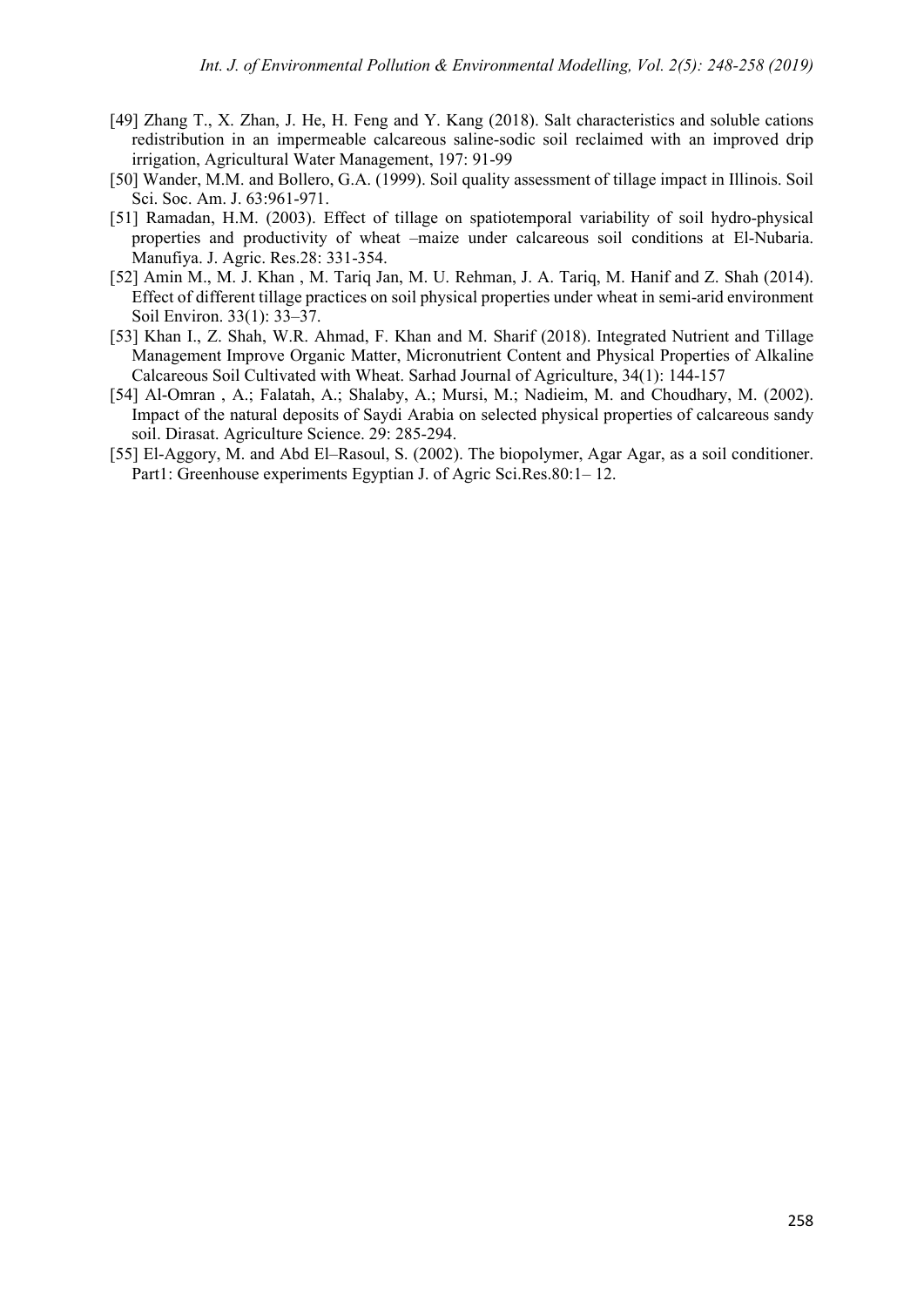[49] Zhang T., X. Zhan, J. He, H. Feng and Y. Kang (2018). Salt characteristics and soluble cations redistribution in an impermeable calcareous saline-sodic soil reclaimed with an improved drip irrigation, Agricultural Water Management, 197: 91-99

[50] Wander, M.M. and Bollero, G.A. (1999). Soil quality assessment of tillage impact in Illinois. Soil Sci. Soc. Am. J. 63:961-971.

[51] Ramadan, H.M. (2003). Effect of tillage on spatiotemporal variability of soil hydro-physical properties and productivity of wheat –maize under calcareous soil conditions at El-Nubaria. Manufiya. J. Agric. Res.28: 331-354.

[52] Amin M., M. J. Khan , M. Tariq Jan, M. U. Rehman, J. A. Tariq, M. Hanif and Z. Shah (2014). Effect of different tillage practices on soil physical properties under wheat in semi-arid environment Soil Environ. 33(1): 33–37.

[53] Khan I., Z. Shah, W.R. Ahmad, F. Khan and M. Sharif (2018). Integrated Nutrient and Tillage Management Improve Organic Matter, Micronutrient Content and Physical Properties of Alkaline Calcareous Soil Cultivated with Wheat. Sarhad Journal of Agriculture, 34(1): 144-157

[54] Al-Omran , A.; Falatah, A.; Shalaby, A.; Mursi, M.; Nadieim, M. and Choudhary, M. (2002). Impact of the natural deposits of Saydi Arabia on selected physical properties of calcareous sandy soil. Dirasat. Agriculture Science. 29: 285-294.

[55] El-Aggory, M. and Abd El–Rasoul, S. (2002). The biopolymer, Agar Agar, as a soil conditioner. Part1: Greenhouse experiments Egyptian J. of Agric Sci.Res.80:1– 12.